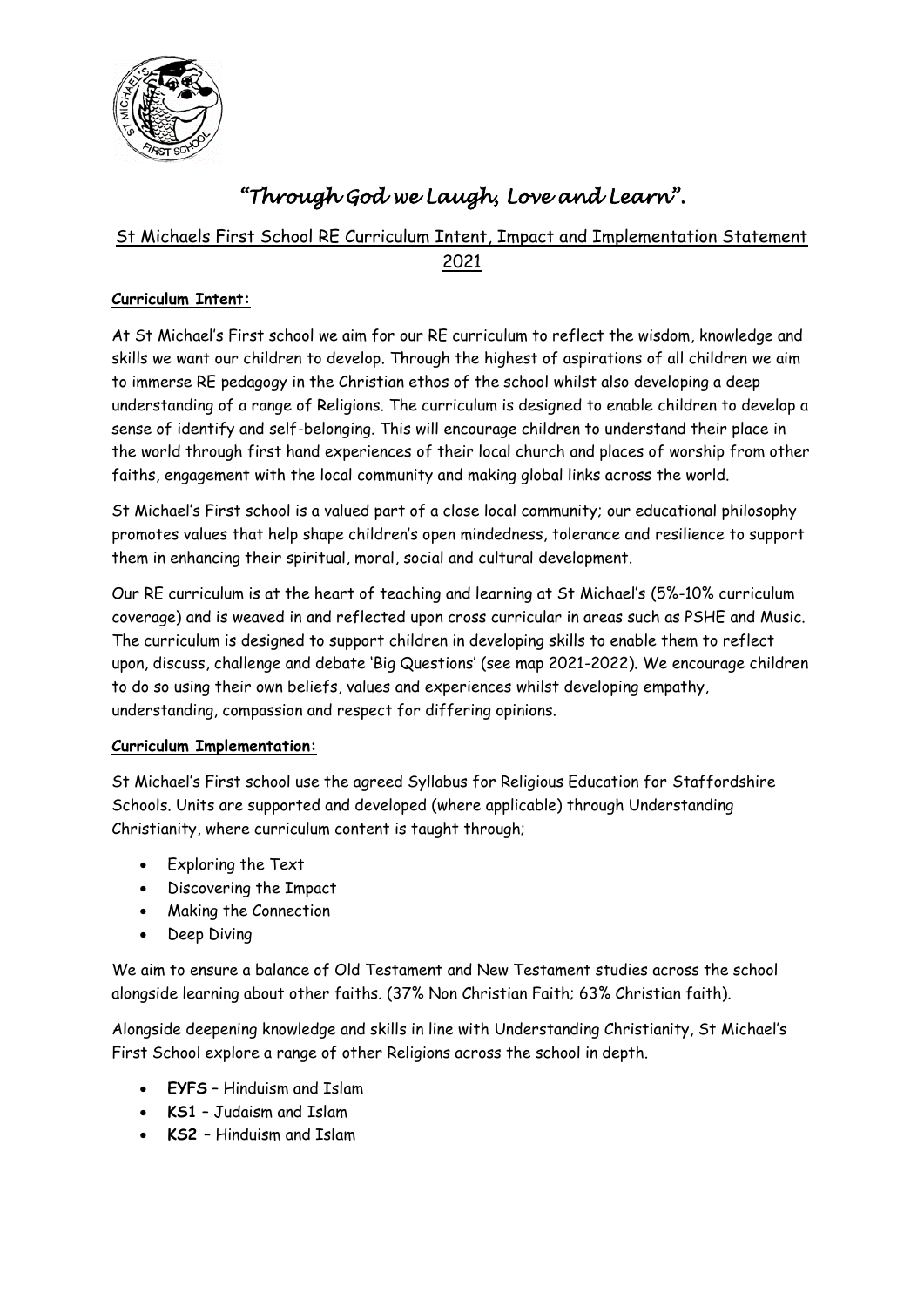# *"Through God we Laugh, Love and Learn".*

## St Michaels First School RE Curriculum Intent, Impact and Implementation Statement 2021

**Curriculum Intent:**

At St Michael's First school we aim for our RE curriculum to reflect the wisdom, knowledge and skills we want our children to develop. Through the highest of aspirations of all children we aim to immerse RE pedagogy in the Christian ethos of the school whilst also developing a deep understanding of a range of Religions. The curriculum is designed to enable children to develop a sense of identify and self-belonging. This will encourage children to understand their place in the world through first hand experiences of their local church and places of worship from other faiths, engagement with the local community and making global links across the world.

St Michael's First school is a valued part of a close local community; our educational philosophy promotes values that help shape children's open mindedness, tolerance and resilience to support them in enhancing their spiritual, moral, social and cultural development.

Our RE curriculum is at the heart of teaching and learning at St Michael's (5%-10% curriculum coverage) and is weaved in and reflected upon cross curricular in areas such as PSHE and Music. The curriculum is designed to support children in developing skills to enable them to reflect upon, discuss, challenge and debate 'Big Questions' (see map 2021-2022). We encourage children to do so using their own beliefs, values and experiences whilst developing empathy, understanding, compassion and respect for differing opinions.

**Curriculum Implementation:**

St Michael's First school use the agreed Syllabus for Religious Education for Staffordshire Schools. Units are supported and developed (where applicable) through Understanding Christianity, where curriculum content is taught through;

- Exploring the Text
- Discovering the Impact
- Making the Connection
- Deep Diving

We aim to ensure a balance of Old Testament and New Testament studies across the school alongside learning about other faiths. (37% Non Christian Faith; 63% Christian faith).

Alongside deepening knowledge and skills in line with Understanding Christianity, St Michael's First School explore a range of other Religions across the school in depth.

- **EYFS** – Hinduism and Islam
- **KS1** – Judaism and Islam
- **KS2** – Hinduism and Islam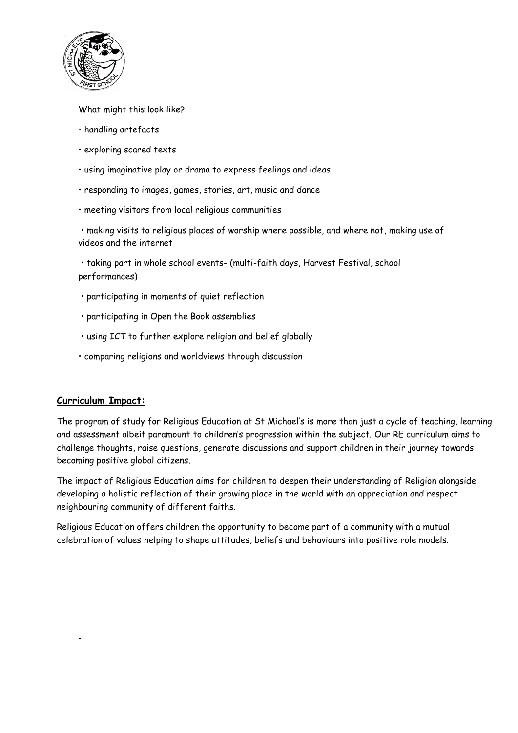What might this look like?

- handling artefacts
- exploring scared texts
- using imaginative play or drama to express feelings and ideas
- responding to images, games, stories, art, music and dance
- meeting visitors from local religious communities
- making visits to religious places of worship where possible, and where not, making use of videos and the internet
- taking part in whole school events- (multi-faith days, Harvest Festival, school performances)
- participating in moments of quiet reflection
- participating in Open the Book assemblies
- using ICT to further explore religion and belief globally
- comparing religions and worldviews through discussion

## Curriculum Impact:

The program of study for Religious Education at St Michael's is more than just a cycle of teaching, learning and assessment albeit paramount to children's progression within the subject. Our RE curriculum aims to challenge thoughts, raise questions, generate discussions and support children in their journey towards becoming positive global citizens.

The impact of Religious Education aims for children to deepen their understanding of Religion alongside developing a holistic reflection of their growing place in the world with an appreciation and respect neighbouring community of different faiths.

Religious Education offers children the opportunity to become part of a community with a mutual celebration of values helping to shape attitudes, beliefs and behaviours into positive role models.